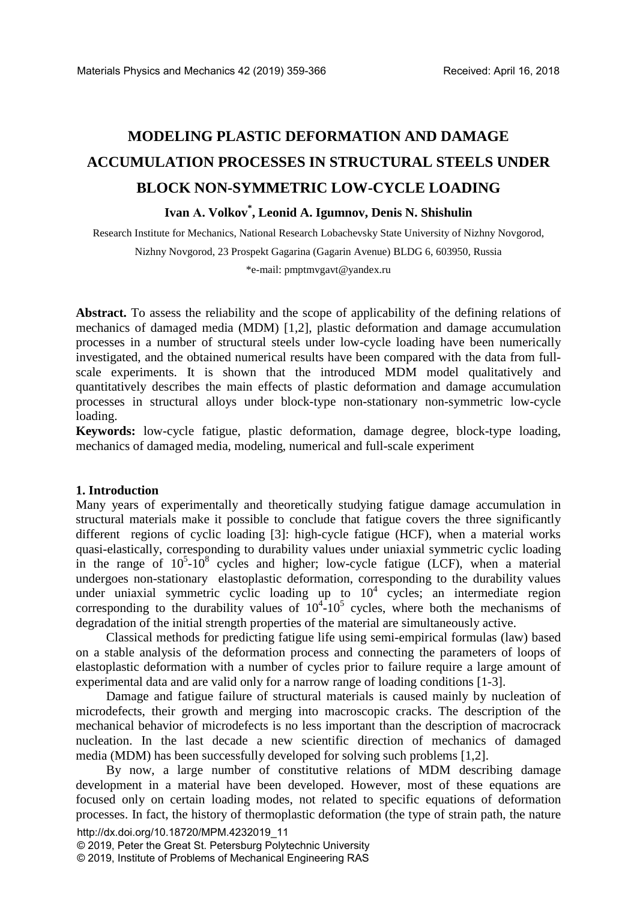# MODELING PLASTIC DEFORMATION AND DAMAGE ACCUMULATION PROCESSES IN STRUCTURAL STEELS UNDER BLOCK NON-SYMMETRIC LOW-CYCLE LOADING

**Ivan A. Volkov*, Leonid A. Igumnov, Denis N. Shishulin**

Research Institute for Mechanics, National Research Lobachevsky State University of Nizhny Novgorod,

Nizhny Novgorod, 23 Prospekt Gagarina (Gagarin Avenue) BLDG 6, 603950, Russia

*e-mail: pmptmvgavt@yandex.ru

**Abstract.** To assess the reliability and the scope of applicability of the defining relations of mechanics of damaged media (MDM) [1,2], plastic deformation and damage accumulation processes in a number of structural steels under low-cycle loading have been numerically investigated, and the obtained numerical results have been compared with the data from full-scale experiments. It is shown that the introduced MDM model qualitatively and quantitatively describes the main effects of plastic deformation and damage accumulation processes in structural alloys under block-type non-stationary non-symmetric low-cycle loading.

**Keywords:** low-cycle fatigue, plastic deformation, damage degree, block-type loading, mechanics of damaged media, modeling, numerical and full-scale experiment

## 1. Introduction

Many years of experimentally and theoretically studying fatigue damage accumulation in structural materials make it possible to conclude that fatigue covers the three significantly different regions of cyclic loading [3]: high-cycle fatigue (HCF), when a material works quasi-elastically, corresponding to durability values under uniaxial symmetric cyclic loading in the range of $10^5$-$10^8$ cycles and higher; low-cycle fatigue (LCF), when a material undergoes non-stationary elastoplastic deformation, corresponding to the durability values under uniaxial symmetric cyclic loading up to $10^4$ cycles; an intermediate region corresponding to the durability values of $10^4$-$10^5$ cycles, where both the mechanisms of degradation of the initial strength properties of the material are simultaneously active.

Classical methods for predicting fatigue life using semi-empirical formulas (law) based on a stable analysis of the deformation process and connecting the parameters of loops of elastoplastic deformation with a number of cycles prior to failure require a large amount of experimental data and are valid only for a narrow range of loading conditions [1-3].

Damage and fatigue failure of structural materials is caused mainly by nucleation of microdefects, their growth and merging into macroscopic cracks. The description of the mechanical behavior of microdefects is no less important than the description of macrocrack nucleation. In the last decade a new scientific direction of mechanics of damaged media (MDM) has been successfully developed for solving such problems [1,2].

By now, a large number of constitutive relations of MDM describing damage development in a material have been developed. However, most of these equations are focused only on certain loading modes, not related to specific equations of deformation processes. In fact, the history of thermoplastic deformation (the type of strain path, the nature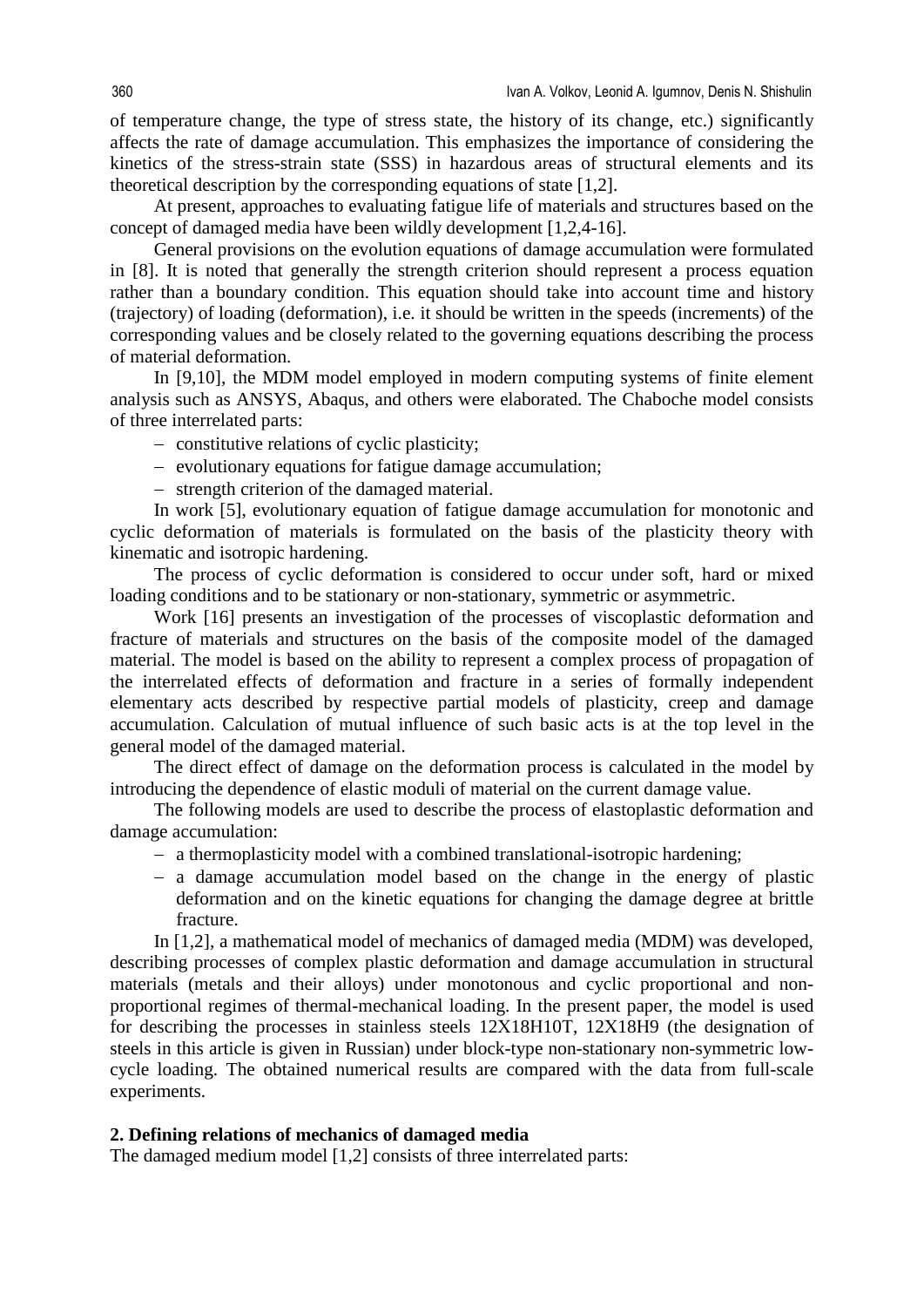of temperature change, the type of stress state, the history of its change, etc.) significantly affects the rate of damage accumulation. This emphasizes the importance of considering the kinetics of the stress-strain state (SSS) in hazardous areas of structural elements and its theoretical description by the corresponding equations of state [1,2].

At present, approaches to evaluating fatigue life of materials and structures based on the concept of damaged media have been wildly development [1,2,4-16].

General provisions on the evolution equations of damage accumulation were formulated in [8]. It is noted that generally the strength criterion should represent a process equation rather than a boundary condition. This equation should take into account time and history (trajectory) of loading (deformation), i.e. it should be written in the speeds (increments) of the corresponding values and be closely related to the governing equations describing the process of material deformation.

In [9,10], the MDM model employed in modern computing systems of finite element analysis such as ANSYS, Abaqus, and others were elaborated. The Chaboche model consists of three interrelated parts:

- constitutive relations of cyclic plasticity;
- evolutionary equations for fatigue damage accumulation;
- strength criterion of the damaged material.

In work [5], evolutionary equation of fatigue damage accumulation for monotonic and cyclic deformation of materials is formulated on the basis of the plasticity theory with kinematic and isotropic hardening.

The process of cyclic deformation is considered to occur under soft, hard or mixed loading conditions and to be stationary or non-stationary, symmetric or asymmetric.

Work [16] presents an investigation of the processes of viscoplastic deformation and fracture of materials and structures on the basis of the composite model of the damaged material. The model is based on the ability to represent a complex process of propagation of the interrelated effects of deformation and fracture in a series of formally independent elementary acts described by respective partial models of plasticity, creep and damage accumulation. Calculation of mutual influence of such basic acts is at the top level in the general model of the damaged material.

The direct effect of damage on the deformation process is calculated in the model by introducing the dependence of elastic moduli of material on the current damage value.

The following models are used to describe the process of elastoplastic deformation and damage accumulation:

- a thermoplasticity model with a combined translational-isotropic hardening;
- a damage accumulation model based on the change in the energy of plastic deformation and on the kinetic equations for changing the damage degree at brittle fracture.

In [1,2], a mathematical model of mechanics of damaged media (MDM) was developed, describing processes of complex plastic deformation and damage accumulation in structural materials (metals and their alloys) under monotonous and cyclic proportional and non-proportional regimes of thermal-mechanical loading. In the present paper, the model is used for describing the processes in stainless steels 12X18H10T, 12X18H9 (the designation of steels in this article is given in Russian) under block-type non-stationary non-symmetric low-cycle loading. The obtained numerical results are compared with the data from full-scale experiments.

## 2. Defining relations of mechanics of damaged media

The damaged medium model [1,2] consists of three interrelated parts: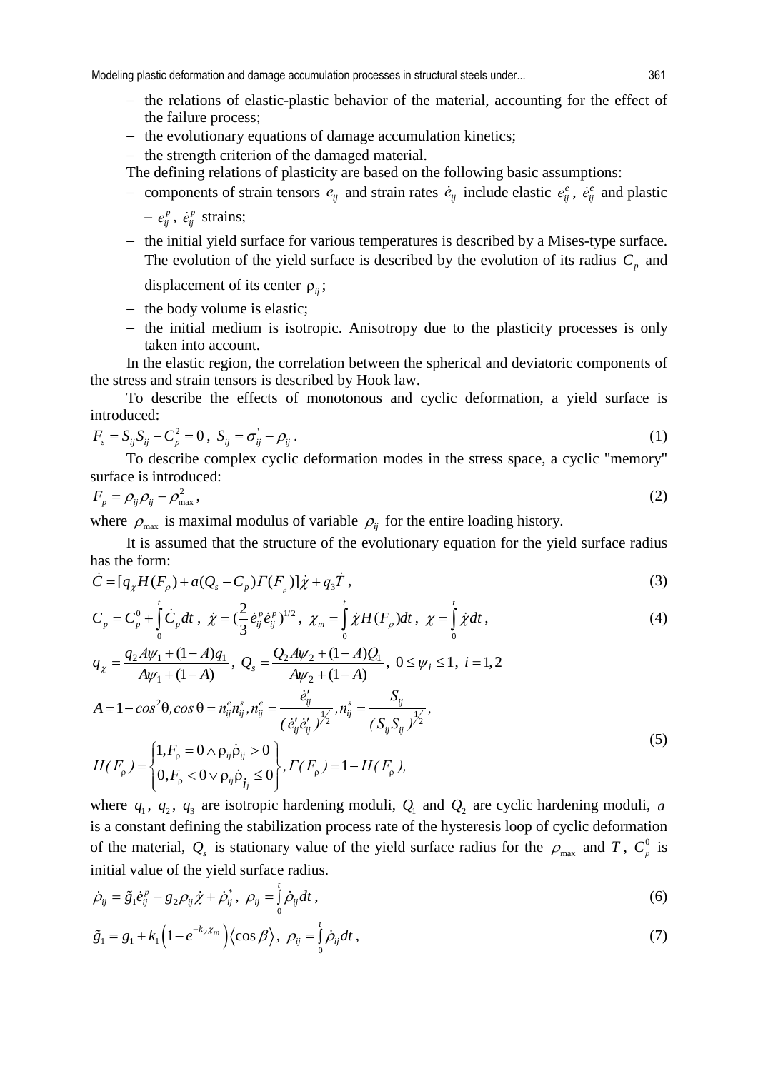– the relations of elastic-plastic behavior of the material, accounting for the effect of the failure process;
– the evolutionary equations of damage accumulation kinetics;
– the strength criterion of the damaged material.

The defining relations of plasticity are based on the following basic assumptions:

– components of strain tensors $e_{ij}$ and strain rates $\dot{e}_{ij}$ include elastic $e^e_{ij}$, $\dot{e}^e_{ij}$ and plastic – $e^p_{ij}$, $\dot{e}^p_{ij}$ strains;
– the initial yield surface for various temperatures is described by a Mises-type surface. The evolution of the yield surface is described by the evolution of its radius $C_p$ and displacement of its center $\rho_{ij}$;
– the body volume is elastic;
– the initial medium is isotropic. Anisotropy due to the plasticity processes is only taken into account.

In the elastic region, the correlation between the spherical and deviatoric components of the stress and strain tensors is described by Hook law.

To describe the effects of monotonous and cyclic deformation, a yield surface is introduced:

$$F_s = S_{ij}S_{ij} - C_p^2 = 0\,,\ S_{ij} = \sigma'_{ij} - \rho_{ij}\,. \tag{1}$$

To describe complex cyclic deformation modes in the stress space, a cyclic "memory" surface is introduced:

$$F_p = \rho_{ij}\rho_{ij} - \rho^2_{\max}\,, \tag{2}$$

where $\rho_{\max}$ is maximal modulus of variable $\rho_{ij}$ for the entire loading history.

It is assumed that the structure of the evolutionary equation for the yield surface radius has the form:

$$\dot{C} = [q_\chi H(F_\rho) + a(Q_s - C_p)\Gamma(F_\rho)]\dot{\chi} + q_3\dot{T}\,, \tag{3}$$

$$C_p = C_p^0 + \int_0^t \dot{C}_p dt\,,\ \dot{\chi} = (\frac{2}{3}\dot{e}^p_{ij}\dot{e}^p_{ij})^{1/2}\,,\ \chi_m = \int_0^t \dot{\chi}H(F_\rho)dt\,,\ \chi = \int_0^t \dot{\chi}dt\,, \tag{4}$$

$$q_\chi = \frac{q_2 A\psi_1 + (1-A)q_1}{A\psi_1 + (1-A)}\,,\ Q_s = \frac{Q_2 A\psi_2 + (1-A)Q_1}{A\psi_2 + (1-A)}\,,\ 0 \le \psi_i \le 1,\ i = 1,2$$

$$A = 1 - \cos^2\theta, \cos\theta = n^e_{ij}n^s_{ij}, n^e_{ij} = \frac{\dot{e}'_{ij}}{(\dot{e}'_{ij}\dot{e}'_{ij})^{1/2}}, n^s_{ij} = \frac{S_{ij}}{(S_{ij}S_{ij})^{1/2}}, \tag{5}$$

$$H(F_\rho) = \begin{Bmatrix} 1, F_\rho = 0 \wedge \rho_{ij}\dot{\rho}_{ij} > 0 \\ 0, F_\rho < 0 \vee \rho_{ij}\dot{\rho}_{ij} \le 0 \end{Bmatrix}, \Gamma(F_\rho) = 1 - H(F_\rho),$$

where $q_1$, $q_2$, $q_3$ are isotropic hardening moduli, $Q_1$ and $Q_2$ are cyclic hardening moduli, $a$ is a constant defining the stabilization process rate of the hysteresis loop of cyclic deformation of the material, $Q_s$ is stationary value of the yield surface radius for the $\rho_{\max}$ and $T$, $C_p^0$ is initial value of the yield surface radius.

$$\dot{\rho}_{ij} = \tilde{g}_1\dot{e}^p_{ij} - g_2\rho_{ij}\dot{\chi} + \dot{\rho}^*_{ij}\,,\ \rho_{ij} = \int_0^t \dot{\rho}_{ij}dt\,, \tag{6}$$

$$\tilde{g}_1 = g_1 + k_1\left(1 - e^{-k_2\chi_m}\right)\left\langle\cos\beta\right\rangle,\ \rho_{ij} = \int_0^t \dot{\rho}_{ij}dt\,, \tag{7}$$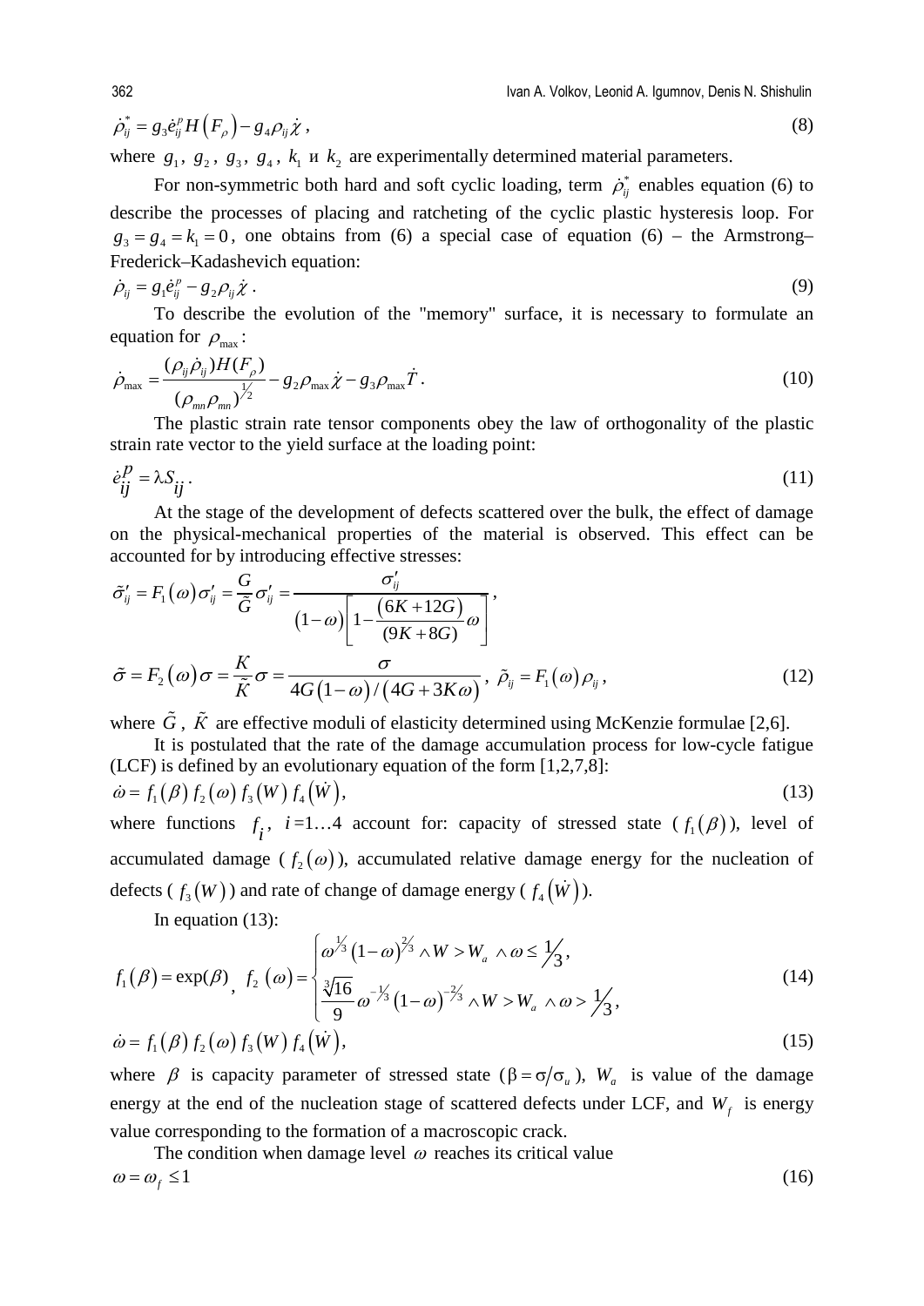$$\dot{\rho}_{ij}^{*} = g_3 \dot{e}_{ij}^{p} H\left(F_{\rho}\right) - g_4 \rho_{ij} \dot{\chi}\,, \tag{8}$$

where $g_1$, $g_2$, $g_3$, $g_4$, $k_1$ и $k_2$ are experimentally determined material parameters.

For non-symmetric both hard and soft cyclic loading, term $\dot{\rho}_{ij}^{*}$ enables equation (6) to describe the processes of placing and ratcheting of the cyclic plastic hysteresis loop. For $g_3 = g_4 = k_1 = 0$, one obtains from (6) a special case of equation (6) – the Armstrong–Frederick–Kadashevich equation:

$$\dot{\rho}_{ij} = g_1 \dot{e}_{ij}^{p} - g_2 \rho_{ij} \dot{\chi}\,. \tag{9}$$

To describe the evolution of the "memory" surface, it is necessary to formulate an equation for $\rho_{\max}$:

$$\dot{\rho}_{\max} = \frac{(\rho_{ij}\dot{\rho}_{ij}) H(F_{\rho})}{(\rho_{mn}\rho_{mn})^{1/2}} - g_2 \rho_{\max} \dot{\chi} - g_3 \rho_{\max} \dot{T}\,. \tag{10}$$

The plastic strain rate tensor components obey the law of orthogonality of the plastic strain rate vector to the yield surface at the loading point:

$$\dot{e}_{ij}^{p} = \lambda S_{ij}\,. \tag{11}$$

At the stage of the development of defects scattered over the bulk, the effect of damage on the physical-mechanical properties of the material is observed. This effect can be accounted for by introducing effective stresses:

$$\tilde{\sigma}'_{ij} = F_1(\omega)\sigma'_{ij} = \frac{G}{\tilde{G}}\sigma'_{ij} = \frac{\sigma'_{ij}}{(1-\omega)\left[1 - \dfrac{(6K+12G)}{(9K+8G)}\omega\right]}\,,$$

$$\tilde{\sigma} = F_2(\omega)\sigma = \frac{K}{\tilde{K}}\sigma = \frac{\sigma}{4G(1-\omega)/(4G+3K\omega)}\,,\ \tilde{\rho}_{ij} = F_1(\omega)\rho_{ij}\,, \tag{12}$$

where $\tilde{G}$, $\tilde{K}$ are effective moduli of elasticity determined using McKenzie formulae [2,6].

It is postulated that the rate of the damage accumulation process for low-cycle fatigue (LCF) is defined by an evolutionary equation of the form [1,2,7,8]:

$$\dot{\omega} = f_1(\beta)\, f_2(\omega)\, f_3(W)\, f_4(\dot{W}), \tag{13}$$

where functions $f_i$, $i = 1 \ldots 4$ account for: capacity of stressed state ($f_1(\beta)$), level of accumulated damage ($f_2(\omega)$), accumulated relative damage energy for the nucleation of defects ($f_3(W)$) and rate of change of damage energy ($f_4(\dot{W})$).

In equation (13):

$$f_1(\beta) = \exp(\beta)\,,\quad f_2(\omega) = \begin{cases} \omega^{1/3}(1-\omega)^{2/3} \wedge W > W_a \wedge \omega \le 1/3, \\ \dfrac{\sqrt[3]{16}}{9}\omega^{-1/3}(1-\omega)^{-2/3} \wedge W > W_a \wedge \omega > 1/3, \end{cases} \tag{14}$$

$$\dot{\omega} = f_1(\beta)\, f_2(\omega)\, f_3(W)\, f_4(\dot{W}), \tag{15}$$

where $\beta$ is capacity parameter of stressed state ($\beta = \sigma/\sigma_u$), $W_a$ is value of the damage energy at the end of the nucleation stage of scattered defects under LCF, and $W_f$ is energy value corresponding to the formation of a macroscopic crack.

The condition when damage level $\omega$ reaches its critical value

$$\omega = \omega_f \le 1 \tag{16}$$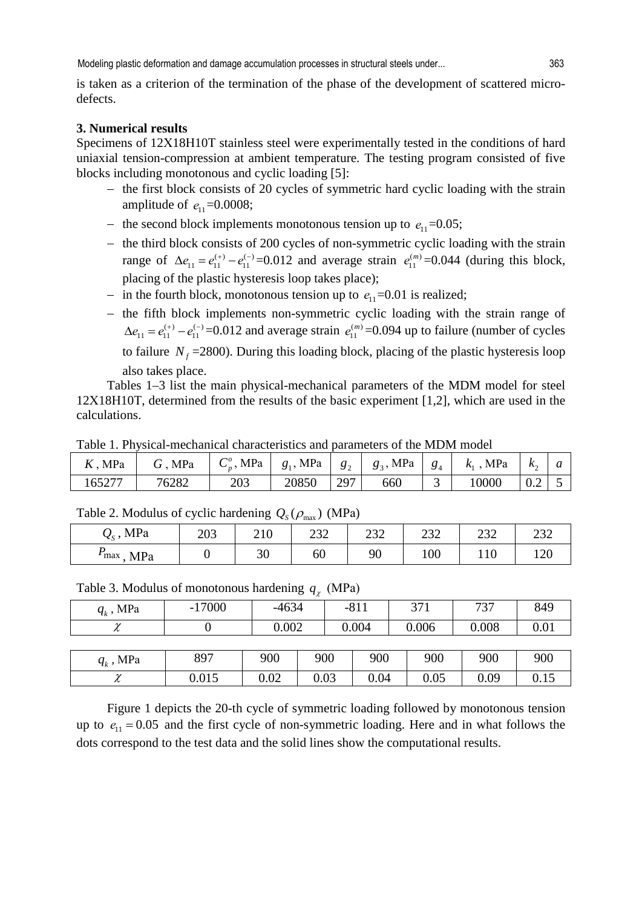is taken as a criterion of the termination of the phase of the development of scattered micro-defects.

### 3. Numerical results

Specimens of 12X18H10T stainless steel were experimentally tested in the conditions of hard uniaxial tension-compression at ambient temperature. The testing program consisted of five blocks including monotonous and cyclic loading [5]:

- the first block consists of 20 cycles of symmetric hard cyclic loading with the strain amplitude of $e_{11}$=0.0008;
- the second block implements monotonous tension up to $e_{11}$=0.05;
- the third block consists of 200 cycles of non-symmetric cyclic loading with the strain range of $\Delta e_{11} = e_{11}^{(+)} - e_{11}^{(-)}$=0.012 and average strain $e_{11}^{(m)}$=0.044 (during this block, placing of the plastic hysteresis loop takes place);
- in the fourth block, monotonous tension up to $e_{11}$=0.01 is realized;
- the fifth block implements non-symmetric cyclic loading with the strain range of $\Delta e_{11} = e_{11}^{(+)} - e_{11}^{(-)}$=0.012 and average strain $e_{11}^{(m)}$=0.094 up to failure (number of cycles to failure $N_f$=2800). During this loading block, placing of the plastic hysteresis loop also takes place.

Tables 1–3 list the main physical-mechanical parameters of the MDM model for steel 12X18H10T, determined from the results of the basic experiment [1,2], which are used in the calculations.

Table 1. Physical-mechanical characteristics and parameters of the MDM model

| $K$, MPa | $G$, MPa | $C_p^o$, MPa | $g_1$, MPa | $g_2$ | $g_3$, MPa | $g_4$ | $k_1$, MPa | $k_2$ | $a$ |
|---|---|---|---|---|---|---|---|---|---|
| 165277 | 76282 | 203 | 20850 | 297 | 660 | 3 | 10000 | 0.2 | 5 |

Table 2. Modulus of cyclic hardening $Q_S(\rho_{\max})$ (MPa)

| $Q_S$, MPa | 203 | 210 | 232 | 232 | 232 | 232 | 232 |
|---|---|---|---|---|---|---|---|
| $\rho_{\max}$, MPa | 0 | 30 | 60 | 90 | 100 | 110 | 120 |

Table 3. Modulus of monotonous hardening $q_\chi$ (MPa)

| $q_k$, MPa | -17000 | -4634 | -811 | 371 | 737 | 849 |
|---|---|---|---|---|---|---|
| $\chi$ | 0 | 0.002 | 0.004 | 0.006 | 0.008 | 0.01 |

| $q_k$, MPa | 897 | 900 | 900 | 900 | 900 | 900 | 900 |
|---|---|---|---|---|---|---|---|
| $\chi$ | 0.015 | 0.02 | 0.03 | 0.04 | 0.05 | 0.09 | 0.15 |

Figure 1 depicts the 20-th cycle of symmetric loading followed by monotonous tension up to $e_{11} = 0.05$ and the first cycle of non-symmetric loading. Here and in what follows the dots correspond to the test data and the solid lines show the computational results.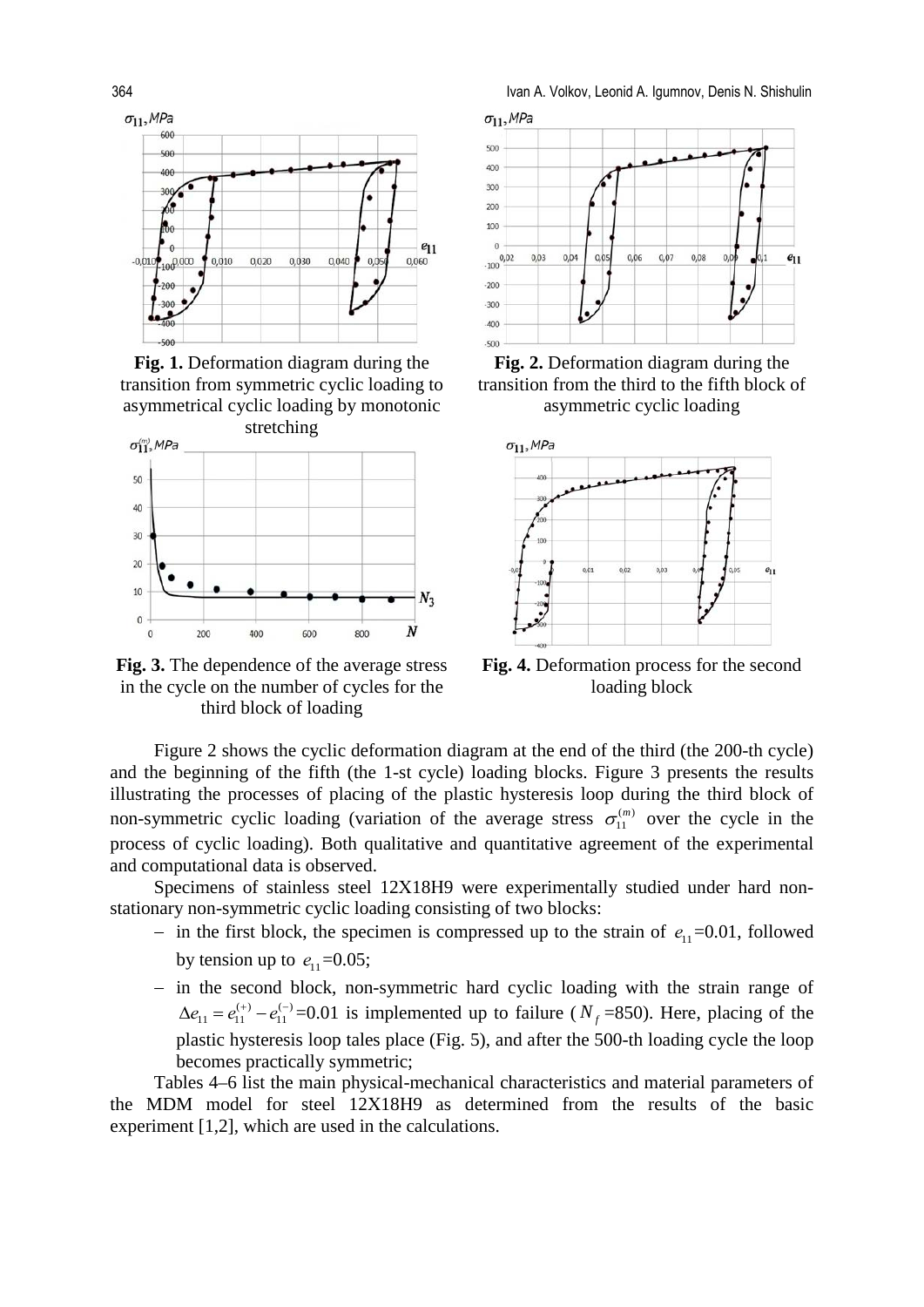**Fig. 1.** Deformation diagram during the transition from symmetric cyclic loading to asymmetrical cyclic loading by monotonic stretching

**Fig. 2.** Deformation diagram during the transition from the third to the fifth block of asymmetric cyclic loading

**Fig. 3.** The dependence of the average stress in the cycle on the number of cycles for the third block of loading

**Fig. 4.** Deformation process for the second loading block

Figure 2 shows the cyclic deformation diagram at the end of the third (the 200-th cycle) and the beginning of the fifth (the 1-st cycle) loading blocks. Figure 3 presents the results illustrating the processes of placing of the plastic hysteresis loop during the third block of non-symmetric cyclic loading (variation of the average stress $\sigma_{11}^{(m)}$ over the cycle in the process of cyclic loading). Both qualitative and quantitative agreement of the experimental and computational data is observed.

Specimens of stainless steel 12X18H9 were experimentally studied under hard non-stationary non-symmetric cyclic loading consisting of two blocks:

- in the first block, the specimen is compressed up to the strain of $e_{11}$=0.01, followed by tension up to $e_{11}$=0.05;
- in the second block, non-symmetric hard cyclic loading with the strain range of $\Delta e_{11} = e_{11}^{(+)} - e_{11}^{(-)}$=0.01 is implemented up to failure ($N_f$=850). Here, placing of the plastic hysteresis loop tales place (Fig. 5), and after the 500-th loading cycle the loop becomes practically symmetric;

Tables 4–6 list the main physical-mechanical characteristics and material parameters of the MDM model for steel 12X18H9 as determined from the results of the basic experiment [1,2], which are used in the calculations.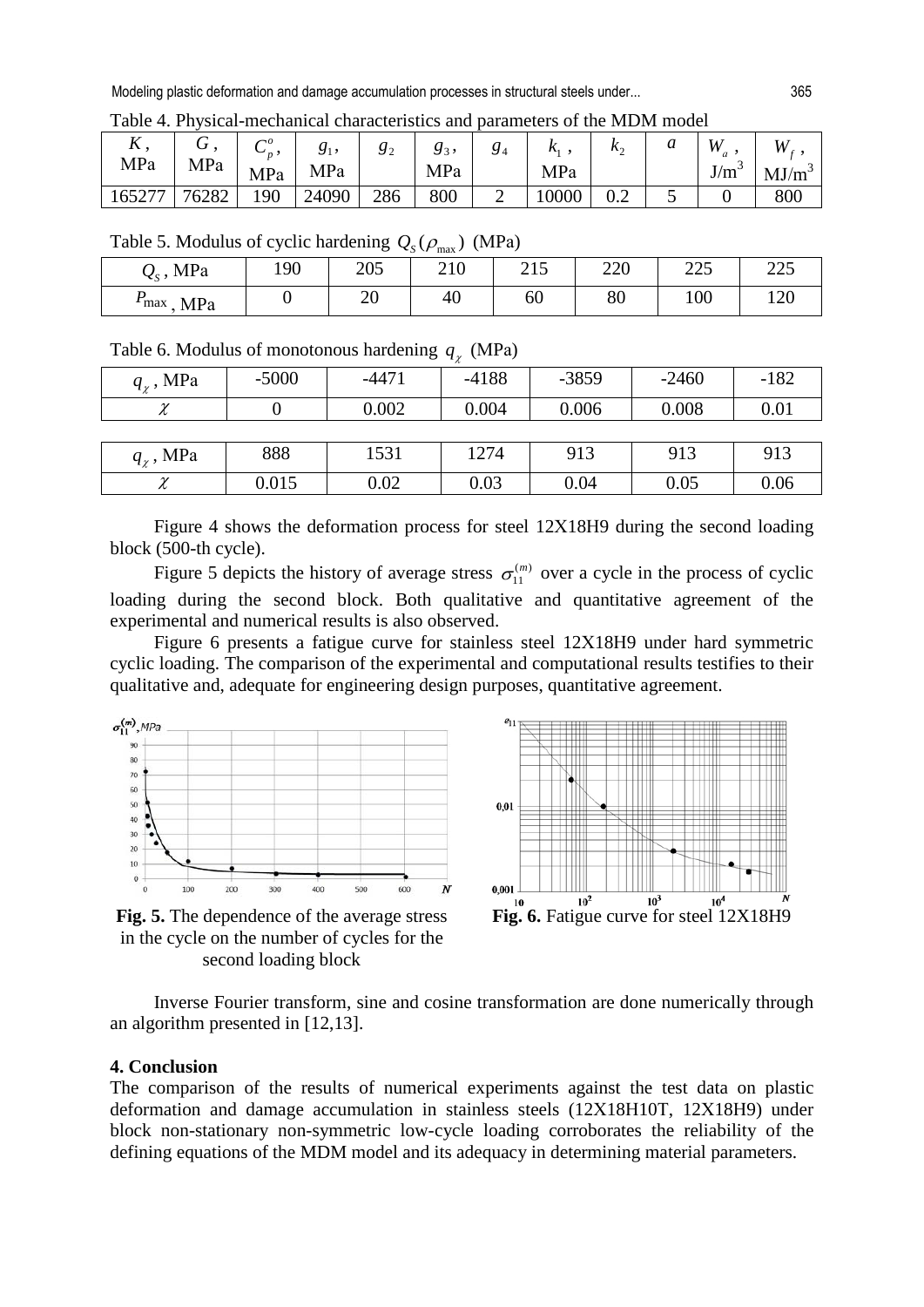Table 4. Physical-mechanical characteristics and parameters of the MDM model

| $K$, MPa | $G$, MPa | $C_p^o$, MPa | $g_1$, MPa | $g_2$ | $g_3$, MPa | $g_4$ | $k_1$, MPa | $k_2$ | $a$ | $W_a$, J/m$^3$ | $W_f$, MJ/m$^3$ |
|---|---|---|---|---|---|---|---|---|---|---|---|
| 165277 | 76282 | 190 | 24090 | 286 | 800 | 2 | 10000 | 0.2 | 5 | 0 | 800 |

Table 5. Modulus of cyclic hardening $Q_S(\rho_{\max})$ (MPa)

| $Q_S$, MPa | 190 | 205 | 210 | 215 | 220 | 225 | 225 |
|---|---|---|---|---|---|---|---|
| $P_{\max}$, MPa | 0 | 20 | 40 | 60 | 80 | 100 | 120 |

Table 6. Modulus of monotonous hardening $q_\chi$ (MPa)

| $q_\chi$, MPa | -5000 | -4471 | -4188 | -3859 | -2460 | -182 |
|---|---|---|---|---|---|---|
| $\chi$ | 0 | 0.002 | 0.004 | 0.006 | 0.008 | 0.01 |
| $q_\chi$, MPa | 888 | 1531 | 1274 | 913 | 913 | 913 |
| $\chi$ | 0.015 | 0.02 | 0.03 | 0.04 | 0.05 | 0.06 |

Figure 4 shows the deformation process for steel 12X18H9 during the second loading block (500-th cycle).

Figure 5 depicts the history of average stress $\sigma_{11}^{(m)}$ over a cycle in the process of cyclic loading during the second block. Both qualitative and quantitative agreement of the experimental and numerical results is also observed.

Figure 6 presents a fatigue curve for stainless steel 12X18H9 under hard symmetric cyclic loading. The comparison of the experimental and computational results testifies to their qualitative and, adequate for engineering design purposes, quantitative agreement.

**Fig. 5.** The dependence of the average stress in the cycle on the number of cycles for the second loading block

**Fig. 6.** Fatigue curve for steel 12X18H9

Inverse Fourier transform, sine and cosine transformation are done numerically through an algorithm presented in [12,13].

## 4. Conclusion

The comparison of the results of numerical experiments against the test data on plastic deformation and damage accumulation in stainless steels (12X18H10T, 12X18H9) under block non-stationary non-symmetric low-cycle loading corroborates the reliability of the defining equations of the MDM model and its adequacy in determining material parameters.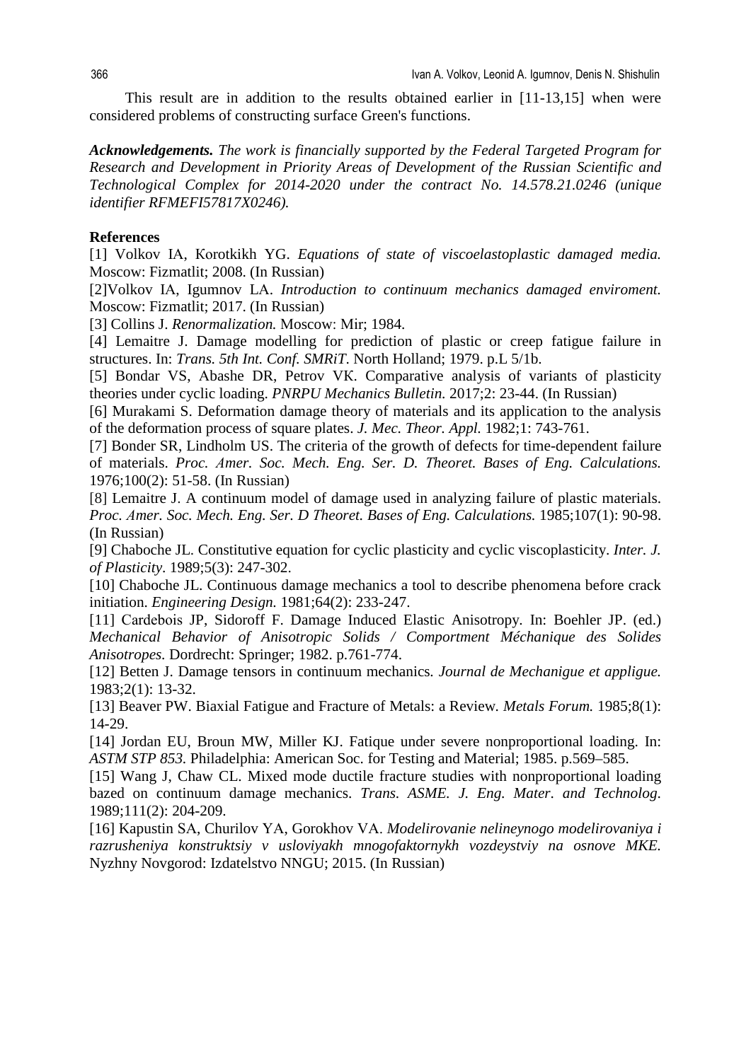This result are in addition to the results obtained earlier in [11-13,15] when were considered problems of constructing surface Green's functions.

***Acknowledgements.*** *The work is financially supported by the Federal Targeted Program for Research and Development in Priority Areas of Development of the Russian Scientific and Technological Complex for 2014-2020 under the contract No. 14.578.21.0246 (unique identifier RFMEFI57817X0246).*

**References**

[1] Volkov IA, Korotkikh YG. *Equations of state of viscoelastoplastic damaged media.* Moscow: Fizmatlit; 2008. (In Russian)

[2]Volkov IA, Igumnov LA. *Introduction to continuum mechanics damaged enviroment.* Moscow: Fizmatlit; 2017. (In Russian)

[3] Collins J. *Renormalization.* Moscow: Mir; 1984.

[4] Lemaitre J. Damage modelling for prediction of plastic or creep fatigue failure in structures. In: *Trans. 5th Int. Conf. SMRiT*. North Holland; 1979. p.L 5/1b.

[5] Bondar VS, Abashe DR, Petrov VK. Comparative analysis of variants of plasticity theories under cyclic loading. *PNRPU Mechanics Bulletin.* 2017;2: 23-44. (In Russian)

[6] Murakami S. Deformation damage theory of materials and its application to the analysis of the deformation process of square plates. *J. Mec. Theor. Appl.* 1982;1: 743-761.

[7] Bonder SR, Lindholm US. The criteria of the growth of defects for time-dependent failure of materials. *Proc. Amer. Soc. Mech. Eng. Ser. D. Theoret. Bases of Eng. Calculations.* 1976;100(2): 51-58. (In Russian)

[8] Lemaitre J. A continuum model of damage used in analyzing failure of plastic materials. *Proc. Amer. Soc. Mech. Eng. Ser. D Theoret. Bases of Eng. Calculations.* 1985;107(1): 90-98. (In Russian)

[9] Chaboche JL. Constitutive equation for cyclic plasticity and cyclic viscoplasticity. *Inter. J. of Plasticity*. 1989;5(3): 247-302.

[10] Chaboche JL. Continuous damage mechanics a tool to describe phenomena before crack initiation. *Engineering Design.* 1981;64(2): 233-247.

[11] Cardebois JP, Sidoroff F. Damage Induced Elastic Anisotropy. In: Boehler JP. (ed.) *Mechanical Behavior of Anisotropic Solids / Comportment Méchanique des Solides Anisotropes.* Dordrecht: Springer; 1982. p.761-774.

[12] Betten J. Damage tensors in continuum mechanics. *Journal de Mechanigue et appligue.* 1983;2(1): 13-32.

[13] Beaver PW. Biaxial Fatigue and Fracture of Metals: a Review. *Metals Forum.* 1985;8(1): 14-29.

[14] Jordan EU, Broun MW, Miller KJ. Fatique under severe nonproportional loading. In: *ASTM STP 853*. Philadelphia: American Soc. for Testing and Material; 1985. p.569–585.

[15] Wang J, Chaw CL. Mixed mode ductile fracture studies with nonproportional loading bazed on continuum damage mechanics. *Trans. ASME. J. Eng. Mater. and Technolog.* 1989;111(2): 204-209.

[16] Kapustin SA, Churilov YA, Gorokhov VA. *Modelirovanie nelineynogo modelirovaniya i razrusheniya konstruktsiy v usloviyakh mnogofaktornykh vozdeystviy na osnove MKE.* Nyzhny Novgorod: Izdatelstvo NNGU; 2015. (In Russian)